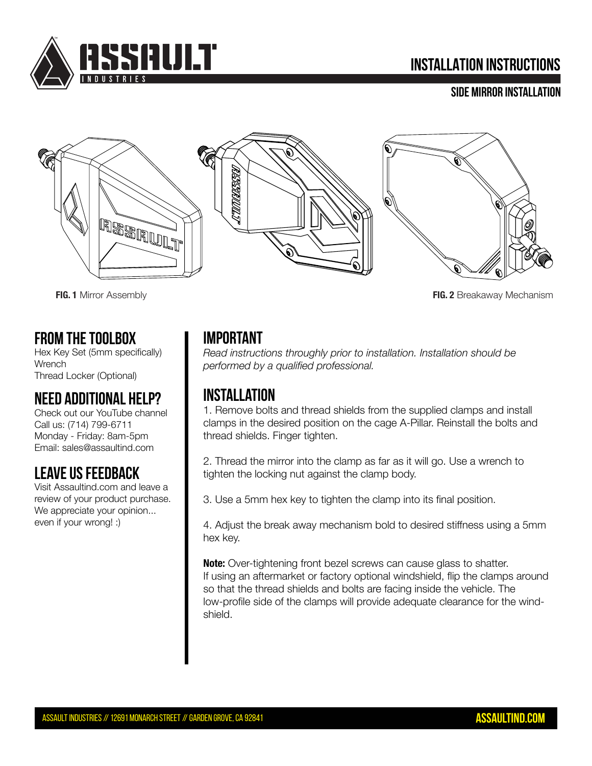# INSTALLATION INSTRUCTIONS

## SIDE MIRROR INSTALLATION

**FIG. 1** Mirror Assembly

**FIG. 2** Breakaway Mechanism

## FROM THE TOOLBOX

Hex Key Set (5mm specifically)
Wrench
Thread Locker (Optional)

## NEED ADDITIONAL HELP?

Check out our YouTube channel
Call us: (714) 799-6711
Monday - Friday: 8am-5pm
Email: sales@assaultind.com

## LEAVE US FEEDBACK

Visit Assaultind.com and leave a review of your product purchase. We appreciate your opinion... even if your wrong! :)

## IMPORTANT

*Read instructions throughly prior to installation. Installation should be performed by a qualified professional.*

## INSTALLATION

1. Remove bolts and thread shields from the supplied clamps and install clamps in the desired position on the cage A-Pillar. Reinstall the bolts and thread shields. Finger tighten.

2. Thread the mirror into the clamp as far as it will go. Use a wrench to tighten the locking nut against the clamp body.

3. Use a 5mm hex key to tighten the clamp into its final position.

4. Adjust the break away mechanism bold to desired stiffness using a 5mm hex key.

**Note:** Over-tightening front bezel screws can cause glass to shatter. If using an aftermarket or factory optional windshield, flip the clamps around so that the thread shields and bolts are facing inside the vehicle. The low-profile side of the clamps will provide adequate clearance for the windshield.

ASSAULT INDUSTRIES // 12691 MONARCH STREET // GARDEN GROVE, CA 92841

ASSAULTIND.COM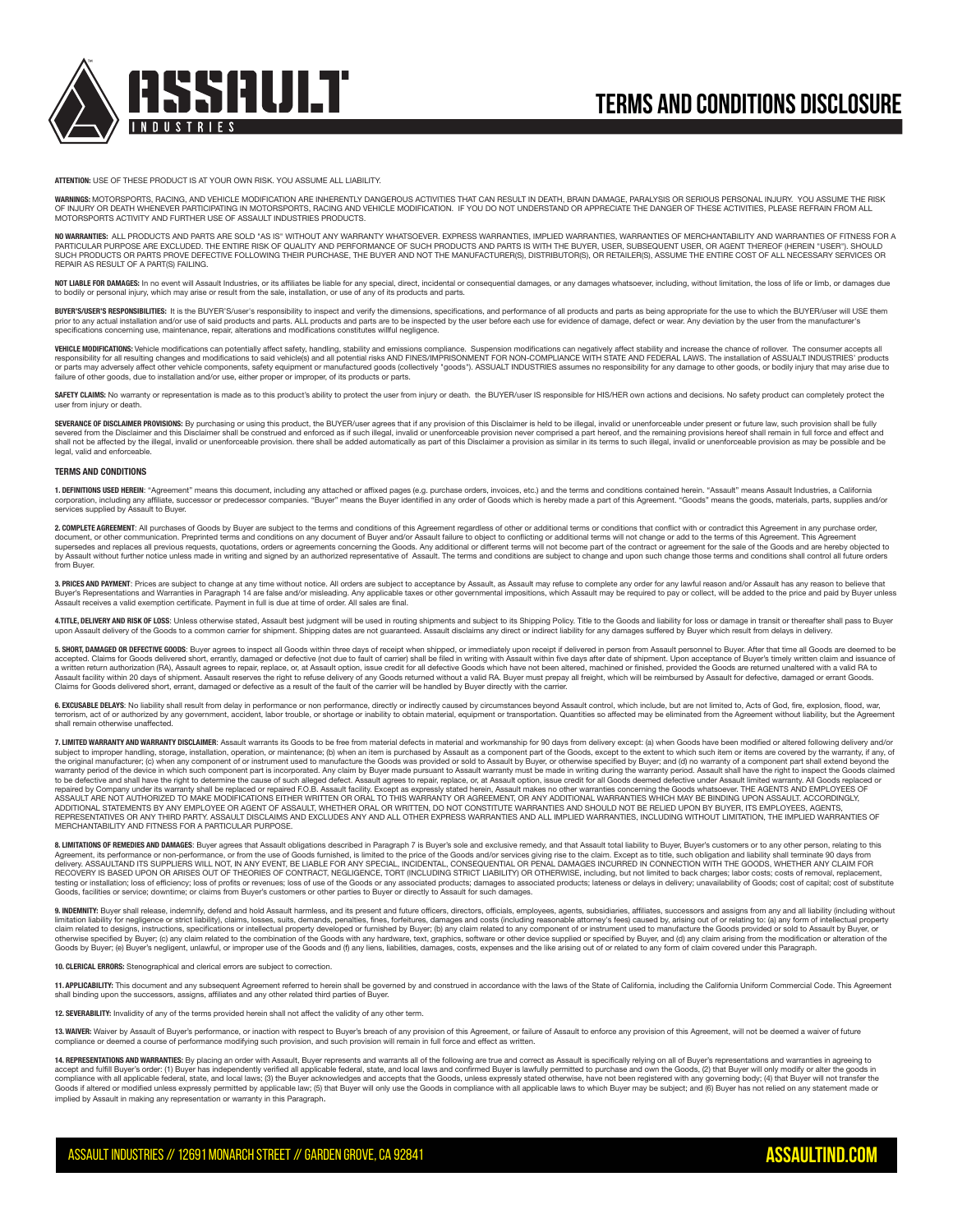# TERMS AND CONDITIONS DISCLOSURE

**ATTENTION:** USE OF THESE PRODUCT IS AT YOUR OWN RISK. YOU ASSUME ALL LIABILITY.

**WARNINGS:** MOTORSPORTS, RACING, AND VEHICLE MODIFICATION ARE INHERENTLY DANGEROUS ACTIVITIES THAT CAN RESULT IN DEATH, BRAIN DAMAGE, PARALYSIS OR SERIOUS PERSONAL INJURY. YOU ASSUME THE RISK OF INJURY OR DEATH WHENEVER PARTICIPATING IN MOTORSPORTS, RACING AND VEHICLE MODIFICATION. IF YOU DO NOT UNDERSTAND OR APPRECIATE THE DANGER OF THESE ACTIVITIES, PLEASE REFRAIN FROM ALL MOTORSPORTS ACTIVITY AND FURTHER USE OF ASSAULT INDUSTRIES PRODUCTS.

**NO WARRANTIES:** ALL PRODUCTS AND PARTS ARE SOLD "AS IS" WITHOUT ANY WARRANTY WHATSOEVER. EXPRESS WARRANTIES, IMPLIED WARRANTIES, WARRANTIES OF MERCHANTABILITY AND WARRANTIES OF FITNESS FOR A PARTICULAR PURPOSE ARE EXCLUDED. THE ENTIRE RISK OF QUALITY AND PERFORMANCE OF SUCH PRODUCTS AND PARTS IS WITH THE BUYER, USER, SUBSEQUENT USER, OR AGENT THEREOF (HEREIN "USER"). SHOULD SUCH PRODUCTS OR PARTS PROVE DEFECTIVE FOLLOWING THEIR PURCHASE, THE BUYER AND NOT THE MANUFACTURER(S), DISTRIBUTOR(S), OR RETAILER(S), ASSUME THE ENTIRE COST OF ALL NECESSARY SERVICES OR REPAIR AS RESULT OF A PART(S) FAILING.

**NOT LIABLE FOR DAMAGES:** In no event will Assault Industries, or its affiliates be liable for any special, direct, incidental or consequential damages, or any damages whatsoever, including, without limitation, the loss of life or limb, or damages due to bodily or personal injury, which may arise or result from the sale, installation, or use of any of its products and parts.

**BUYER'S/USER'S RESPONSIBILITIES:** It is the BUYER'S/user's responsibility to inspect and verify the dimensions, specifications, and performance of all products and parts as being appropriate for the use to which the BUYER/user will USE them prior to any actual installation and/or use of said products and parts. ALL products and parts are to be inspected by the user before each use for evidence of damage, defect or wear. Any deviation by the user from the manufacturer's specifications concerning use, maintenance, repair, alterations and modifications constitutes willful negligence.

**VEHICLE MODIFICATIONS:** Vehicle modifications can potentially affect safety, handling, stability and emissions compliance. Suspension modifications can negatively affect stability and increase the chance of rollover. The consumer accepts all responsibility for all resulting changes and modifications to said vehicle(s) and all potential risks AND FINES/IMPRISONMENT FOR NON-COMPLIANCE WITH STATE AND FEDERAL LAWS. The installation of ASSAULT INDUSTRIES' products or parts may adversely affect other vehicle components, safety equipment or manufactured goods (collectively "goods"). ASSAULT INDUSTRIES assumes no responsibility for any damage to other goods, or bodily injury that may arise due to failure of other goods, due to installation and/or use, either proper or improper, of its products or parts.

**SAFETY CLAIMS:** No warranty or representation is made as to this product's ability to protect the user from injury or death. the BUYER/user IS responsible for HIS/HER own actions and decisions. No safety product can completely protect the user from injury or death.

**SEVERANCE OF DISCLAIMER PROVISIONS:** By purchasing or using this product, the BUYER/user agrees that if any provision of this Disclaimer is held to be illegal, invalid or unenforceable under present or future law, such provision shall be fully severed from the Disclaimer and this Disclaimer shall be construed and enforced as if such illegal, invalid or unenforceable provision never comprised a part hereof, and the remaining provisions hereof shall remain in full force and effect and shall not be affected by the illegal, invalid or unenforceable provision. there shall be added automatically as part of this Disclaimer a provision as similar in its terms to such illegal, invalid or unenforceable provision as may be possible and be legal, valid and enforceable.

## TERMS AND CONDITIONS

**1. DEFINITIONS USED HEREIN**: "Agreement" means this document, including any attached or affixed pages (e.g. purchase orders, invoices, etc.) and the terms and conditions contained herein. "Assault" means Assault Industries, a California corporation, including any affiliate, successor or predecessor companies. "Buyer" means the Buyer identified in any order of Goods which is hereby made a part of this Agreement. "Goods" means the goods, materials, parts, supplies and/or services supplied by Assault to Buyer.

**2. COMPLETE AGREEMENT**: All purchases of Goods by Buyer are subject to the terms and conditions of this Agreement regardless of other or additional terms or conditions that conflict with or contradict this Agreement in any purchase order, document, or other communication. Preprinted terms and conditions on any document of Buyer and/or Assault failure to object to conflicting or additional terms will not change or add to the terms of this Agreement. This Agreement supersedes and replaces all previous requests, quotations, orders or agreements concerning the Goods. Any additional or different terms will not become part of the contract or agreement for the sale of the Goods and are hereby objected to by Assault without further notice unless made in writing and signed by an authorized representative of Assault. The terms and conditions are subject to change and upon such change those terms and conditions shall control all future orders from Buyer.

**3. PRICES AND PAYMENT**: Prices are subject to change at any time without notice. All orders are subject to acceptance by Assault, as Assault may refuse to complete any order for any lawful reason and/or Assault has any reason to believe that Buyer's Representations and Warranties in Paragraph 14 are false and/or misleading. Any applicable taxes or other governmental impositions, which Assault may be required to pay or collect, will be added to the price and paid by Buyer unless Assault receives a valid exemption certificate. Payment in full is due at time of order. All sales are final.

**4.TITLE, DELIVERY AND RISK OF LOSS**: Unless otherwise stated, Assault best judgment will be used in routing shipments and subject to its Shipping Policy. Title to the Goods and liability for loss or damage in transit or thereafter shall pass to Buyer upon Assault delivery of the Goods to a common carrier for shipment. Shipping dates are not guaranteed. Assault disclaims any direct or indirect liability for any damages suffered by Buyer which result from delays in delivery.

**5. SHORT, DAMAGED OR DEFECTIVE GOODS**: Buyer agrees to inspect all Goods within three days of receipt when shipped, or immediately upon receipt if delivered in person from Assault personnel to Buyer. After that time all Goods are deemed to be accepted. Claims for Goods delivered short, errantly, damaged or defective (not due to fault of carrier) shall be filed in writing with Assault within five days after date of shipment. Upon acceptance of Buyer's timely written claim and issuance of a written return authorization (RA), Assault agrees to repair, replace, or, at Assault option, issue credit for all defective Goods which have not been altered, machined or finished, provided the Goods are returned unaltered with a valid RA to Assault facility within 20 days of shipment. Assault reserves the right to refuse delivery of any Goods returned without a valid RA. Buyer must prepay all freight, which will be reimbursed by Assault for defective, damaged or errant Goods. Claims for Goods delivered short, errant, damaged or defective as a result of the fault of the carrier will be handled by Buyer directly with the carrier.

**6. EXCUSABLE DELAYS**: No liability shall result from delay in performance or non performance, directly or indirectly caused by circumstances beyond Assault control, which include, but are not limited to, Acts of God, fire, explosion, flood, war, terrorism, act of or authorized by any government, accident, labor trouble, or shortage or inability to obtain material, equipment or transportation. Quantities so affected may be eliminated from the Agreement without liability, but the Agreement shall remain otherwise unaffected.

**7. LIMITED WARRANTY AND WARRANTY DISCLAIMER**: Assault warrants its Goods to be free from material defects in material and workmanship for 90 days from delivery except: (a) when Goods have been modified or altered following delivery and/or subject to improper handling, storage, installation, operation, or maintenance; (b) when an item is purchased by Assault as a component part of the Goods, except to the extent to which such item or items are covered by the warranty, if any, of the original manufacturer; (c) when any component of or instrument used to manufacture the Goods was provided or sold to Assault by Buyer, or otherwise specified by Buyer; and (d) no warranty of a component part shall extend beyond the warranty period of the device in which such component part is incorporated. Any claim by Buyer made pursuant to Assault warranty must be made in writing during the warranty period. Assault shall have the right to inspect the Goods claimed to be defective and shall have the right to determine the cause of such alleged defect. Assault agrees to repair, replace, or, at Assault option, issue credit for all Goods deemed defective under Assault limited warranty. All Goods replaced or repaired by Company under its warranty shall be replaced or repaired F.O.B. Assault facility. Except as expressly stated herein, Assault makes no other warranties concerning the Goods whatsoever. THE AGENTS AND EMPLOYEES OF ASSAULT ARE NOT AUTHORIZED TO MAKE MODIFICATIONS EITHER WRITTEN OR ORAL TO THIS WARRANTY OR AGREEMENT, OR ANY ADDITIONAL WARRANTIES WHICH MAY BE BINDING UPON ASSAULT. ACCORDINGLY, ADDITIONAL STATEMENTS BY ANY EMPLOYEE OR AGENT OF ASSAULT, WHETHER ORAL OR WRITTEN, DO NOT CONSTITUTE WARRANTIES AND SHOULD NOT BE RELIED UPON BY BUYER, ITS EMPLOYEES, AGENTS, REPRESENTATIVES OR ANY THIRD PARTY. ASSAULT DISCLAIMS AND EXCLUDES ANY AND ALL OTHER EXPRESS WARRANTIES AND ALL IMPLIED WARRANTIES, INCLUDING WITHOUT LIMITATION, THE IMPLIED WARRANTIES OF MERCHANTABILITY AND FITNESS FOR A PARTICULAR PURPOSE.

**8. LIMITATIONS OF REMEDIES AND DAMAGES**: Buyer agrees that Assault obligations described in Paragraph 7 is Buyer's sole and exclusive remedy, and that Assault total liability to Buyer, Buyer's customers or to any other person, relating to this Agreement, its performance or non-performance, or from the use of Goods furnished, is limited to the price of the Goods and/or services giving rise to the claim. Except as to title, such obligation and liability shall terminate 90 days from delivery. ASSAULTAND ITS SUPPLIERS WILL NOT, IN ANY EVENT, BE LIABLE FOR ANY SPECIAL, INCIDENTAL, CONSEQUENTIAL OR PENAL DAMAGES INCURRED IN CONNECTION WITH THE GOODS, WHETHER ANY CLAIM FOR RECOVERY IS BASED UPON OR ARISES OUT OF THEORIES OF CONTRACT, NEGLIGENCE, TORT (INCLUDING STRICT LIABILITY) OR OTHERWISE, including, but not limited to back charges; labor costs; costs of removal, replacement, testing or installation; loss of efficiency; loss of profits or revenues; loss of use of the Goods or any associated products; damages to associated products; lateness or delays in delivery; unavailability of Goods; cost of capital; cost of substitute Goods, facilities or service; downtime; or claims from Buyer's customers or other parties to Buyer or directly to Assault for such damages.

**9. INDEMNITY:** Buyer shall release, indemnify, defend and hold Assault harmless, and its present and future officers, directors, officials, employees, agents, subsidiaries, affiliates, successors and assigns from any and all liability (including without limitation liability for negligence or strict liability), claims, losses, suits, demands, penalties, fines, forfeitures, damages and costs (including reasonable attorney's fees) caused by, arising out of or relating to: (a) any form of intellectual property claim related to designs, instructions, specifications or intellectual property developed or furnished by Buyer; (b) any claim related to any component of or instrument used to manufacture the Goods provided or sold to Assault by Buyer, or otherwise specified by Buyer; (c) any claim related to the combination of the Goods with any hardware, text, graphics, software or other device supplied or specified by Buyer, and (d) any claim arising from the modification or alteration of the Goods by Buyer; (e) Buyer's negligent, unlawful, or improper use of the Goods and (f) any liens, liabilities, damages, costs, expenses and the like arising out of or related to any form of claim covered under this Paragraph.

**10. CLERICAL ERRORS:** Stenographical and clerical errors are subject to correction.

**11. APPLICABILITY:** This document and any subsequent Agreement referred to herein shall be governed by and construed in accordance with the laws of the State of California, including the California Uniform Commercial Code. This Agreement shall binding upon the successors, assigns, affiliates and any other related third parties of Buyer.

**12. SEVERABILITY:** Invalidity of any of the terms provided herein shall not affect the validity of any other term.

**13. WAIVER:** Waiver by Assault of Buyer's performance, or inaction with respect to Buyer's breach of any provision of this Agreement, or failure of Assault to enforce any provision of this Agreement, will not be deemed a waiver of future compliance or deemed a course of performance modifying such provision, and such provision will remain in full force and effect as written.

**14. REPRESENTATIONS AND WARRANTIES:** By placing an order with Assault, Buyer represents and warrants all of the following are true and correct as Assault is specifically relying on all of Buyer's representations and warranties in agreeing to accept and fulfill Buyer's order: (1) Buyer has independently verified all applicable federal, state, and local laws and confirmed Buyer is lawfully permitted to purchase and own the Goods, (2) that Buyer will only modify or alter the goods in compliance with all applicable federal, state, and local laws; (3) the Buyer acknowledges and accepts that the Goods, unless expressly stated otherwise, have not been registered with any governing body; (4) that Buyer will not transfer the Goods if altered or modified unless expressly permitted by applicable law; (5) that Buyer will only use the Goods in compliance with all applicable laws to which Buyer may be subject; and (6) Buyer has not relied on any statement made or implied by Assault in making any representation or warranty in this Paragraph.

ASSAULT INDUSTRIES // 12691 MONARCH STREET // GARDEN GROVE, CA 92841

ASSAULTIND.COM